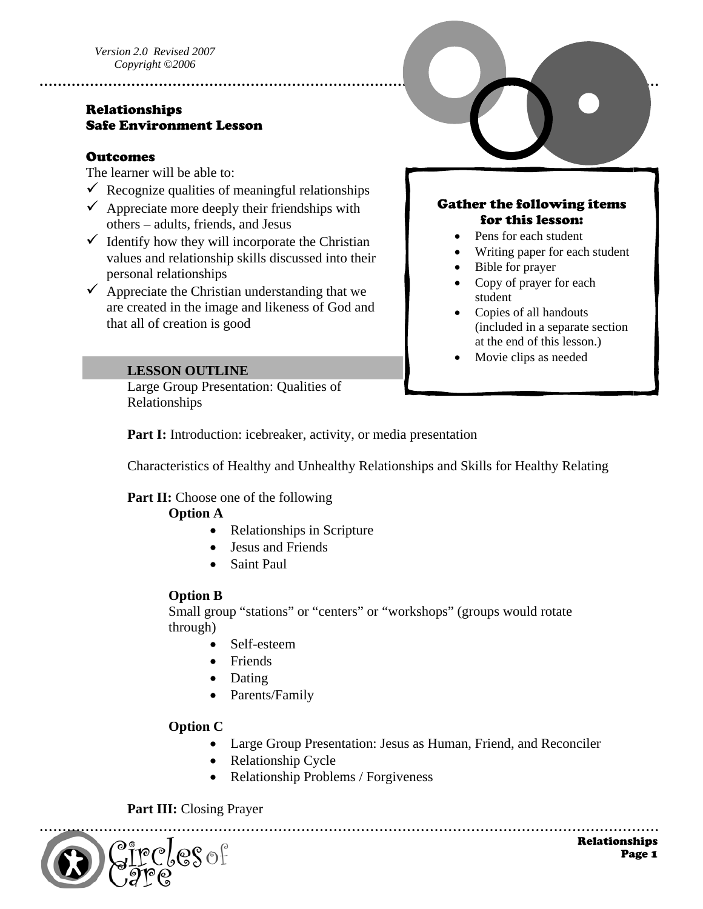*Version 2.0 Revised 2007*
*Copyright ©2006*

## Relationships
## Safe Environment Lesson

### Outcomes

The learner will be able to:

- ✓ Recognize qualities of meaningful relationships
- ✓ Appreciate more deeply their friendships with others – adults, friends, and Jesus
- ✓ Identify how they will incorporate the Christian values and relationship skills discussed into their personal relationships
- ✓ Appreciate the Christian understanding that we are created in the image and likeness of God and that all of creation is good

### Gather the following items for this lesson:

- Pens for each student
- Writing paper for each student
- Bible for prayer
- Copy of prayer for each student
- Copies of all handouts (included in a separate section at the end of this lesson.)
- Movie clips as needed

### LESSON OUTLINE

Large Group Presentation: Qualities of Relationships

**Part I:** Introduction: icebreaker, activity, or media presentation

Characteristics of Healthy and Unhealthy Relationships and Skills for Healthy Relating

**Part II:** Choose one of the following

**Option A**

- Relationships in Scripture
- Jesus and Friends
- Saint Paul

**Option B**

Small group "stations" or "centers" or "workshops" (groups would rotate through)

- Self-esteem
- Friends
- Dating
- Parents/Family

**Option C**

- Large Group Presentation: Jesus as Human, Friend, and Reconciler
- Relationship Cycle
- Relationship Problems / Forgiveness

**Part III:** Closing Prayer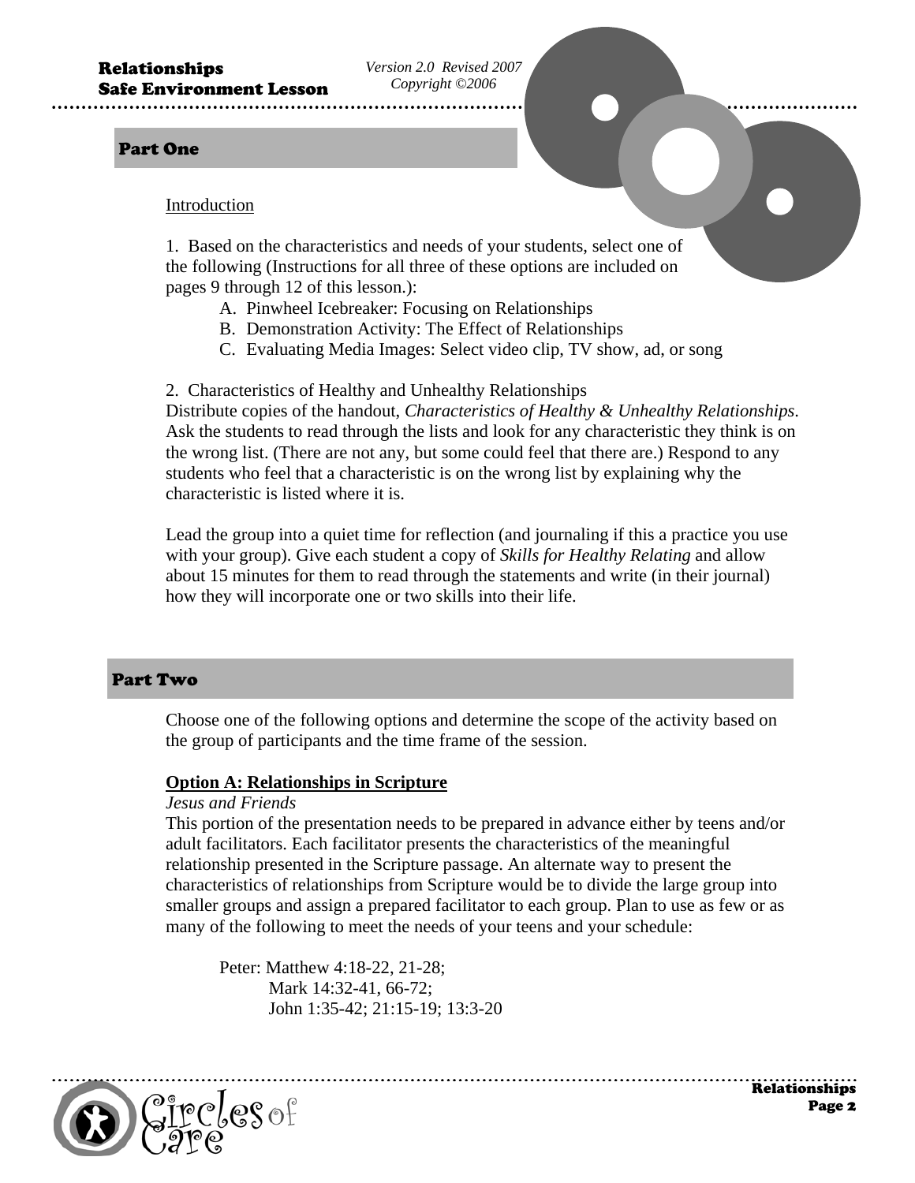## Part One

Introduction

1. Based on the characteristics and needs of your students, select one of the following (Instructions for all three of these options are included on pages 9 through 12 of this lesson.):

   A. Pinwheel Icebreaker: Focusing on Relationships
   B. Demonstration Activity: The Effect of Relationships
   C. Evaluating Media Images: Select video clip, TV show, ad, or song

2. Characteristics of Healthy and Unhealthy Relationships
Distribute copies of the handout, *Characteristics of Healthy & Unhealthy Relationships*. Ask the students to read through the lists and look for any characteristic they think is on the wrong list. (There are not any, but some could feel that there are.) Respond to any students who feel that a characteristic is on the wrong list by explaining why the characteristic is listed where it is.

Lead the group into a quiet time for reflection (and journaling if this a practice you use with your group). Give each student a copy of *Skills for Healthy Relating* and allow about 15 minutes for them to read through the statements and write (in their journal) how they will incorporate one or two skills into their life.

## Part Two

Choose one of the following options and determine the scope of the activity based on the group of participants and the time frame of the session.

**Option A: Relationships in Scripture**

*Jesus and Friends*

This portion of the presentation needs to be prepared in advance either by teens and/or adult facilitators. Each facilitator presents the characteristics of the meaningful relationship presented in the Scripture passage. An alternate way to present the characteristics of relationships from Scripture would be to divide the large group into smaller groups and assign a prepared facilitator to each group. Plan to use as few or as many of the following to meet the needs of your teens and your schedule:

Peter: Matthew 4:18-22, 21-28;
Mark 14:32-41, 66-72;
John 1:35-42; 21:15-19; 13:3-20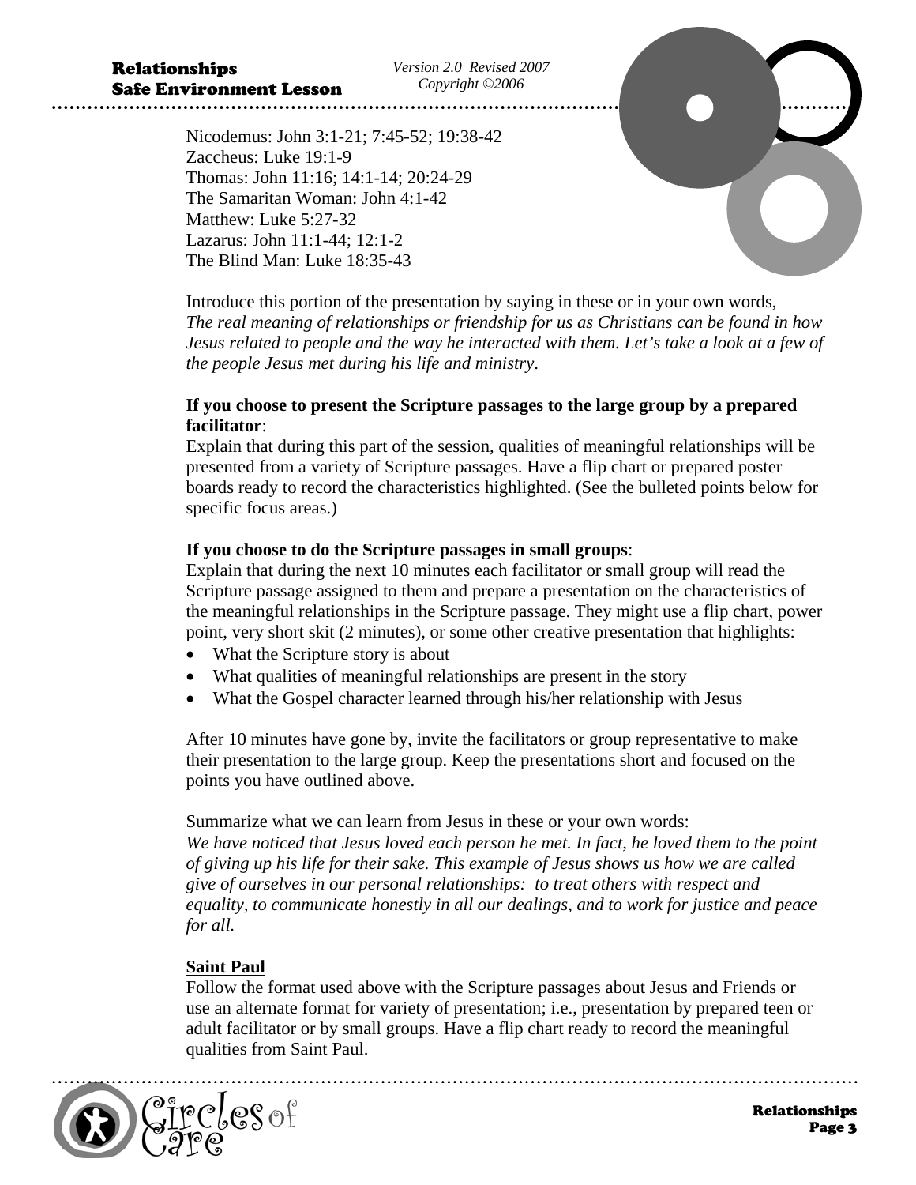Nicodemus: John 3:1-21; 7:45-52; 19:38-42
Zaccheus: Luke 19:1-9
Thomas: John 11:16; 14:1-14; 20:24-29
The Samaritan Woman: John 4:1-42
Matthew: Luke 5:27-32
Lazarus: John 11:1-44; 12:1-2
The Blind Man: Luke 18:35-43

Introduce this portion of the presentation by saying in these or in your own words, *The real meaning of relationships or friendship for us as Christians can be found in how Jesus related to people and the way he interacted with them. Let's take a look at a few of the people Jesus met during his life and ministry*.

**If you choose to present the Scripture passages to the large group by a prepared facilitator**:
Explain that during this part of the session, qualities of meaningful relationships will be presented from a variety of Scripture passages. Have a flip chart or prepared poster boards ready to record the characteristics highlighted. (See the bulleted points below for specific focus areas.)

**If you choose to do the Scripture passages in small groups**:
Explain that during the next 10 minutes each facilitator or small group will read the Scripture passage assigned to them and prepare a presentation on the characteristics of the meaningful relationships in the Scripture passage. They might use a flip chart, power point, very short skit (2 minutes), or some other creative presentation that highlights:

- What the Scripture story is about
- What qualities of meaningful relationships are present in the story
- What the Gospel character learned through his/her relationship with Jesus

After 10 minutes have gone by, invite the facilitators or group representative to make their presentation to the large group. Keep the presentations short and focused on the points you have outlined above.

Summarize what we can learn from Jesus in these or your own words:
*We have noticed that Jesus loved each person he met. In fact, he loved them to the point of giving up his life for their sake. This example of Jesus shows us how we are called give of ourselves in our personal relationships: to treat others with respect and equality, to communicate honestly in all our dealings, and to work for justice and peace for all.*

**Saint Paul**

Follow the format used above with the Scripture passages about Jesus and Friends or use an alternate format for variety of presentation; i.e., presentation by prepared teen or adult facilitator or by small groups. Have a flip chart ready to record the meaningful qualities from Saint Paul.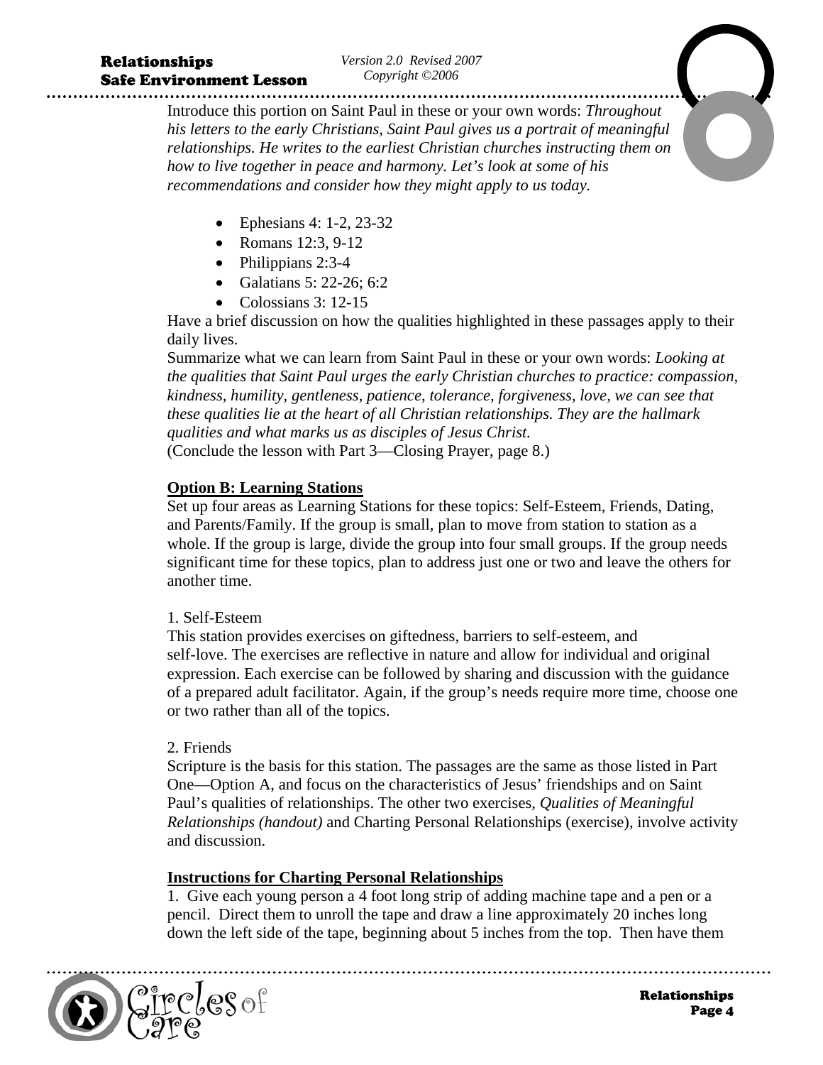Introduce this portion on Saint Paul in these or your own words: *Throughout his letters to the early Christians, Saint Paul gives us a portrait of meaningful relationships. He writes to the earliest Christian churches instructing them on how to live together in peace and harmony. Let's look at some of his recommendations and consider how they might apply to us today.*

- Ephesians 4: 1-2, 23-32
- Romans 12:3, 9-12
- Philippians 2:3-4
- Galatians 5: 22-26; 6:2
- Colossians 3: 12-15

Have a brief discussion on how the qualities highlighted in these passages apply to their daily lives.

Summarize what we can learn from Saint Paul in these or your own words: *Looking at the qualities that Saint Paul urges the early Christian churches to practice: compassion, kindness, humility, gentleness, patience, tolerance, forgiveness, love, we can see that these qualities lie at the heart of all Christian relationships. They are the hallmark qualities and what marks us as disciples of Jesus Christ.*

(Conclude the lesson with Part 3—Closing Prayer, page 8.)

**Option B: Learning Stations**

Set up four areas as Learning Stations for these topics: Self-Esteem, Friends, Dating, and Parents/Family. If the group is small, plan to move from station to station as a whole. If the group is large, divide the group into four small groups. If the group needs significant time for these topics, plan to address just one or two and leave the others for another time.

1. Self-Esteem

This station provides exercises on giftedness, barriers to self-esteem, and self-love. The exercises are reflective in nature and allow for individual and original expression. Each exercise can be followed by sharing and discussion with the guidance of a prepared adult facilitator. Again, if the group's needs require more time, choose one or two rather than all of the topics.

2. Friends

Scripture is the basis for this station. The passages are the same as those listed in Part One—Option A, and focus on the characteristics of Jesus' friendships and on Saint Paul's qualities of relationships. The other two exercises, *Qualities of Meaningful Relationships (handout)* and Charting Personal Relationships (exercise), involve activity and discussion.

**Instructions for Charting Personal Relationships**

1. Give each young person a 4 foot long strip of adding machine tape and a pen or a pencil. Direct them to unroll the tape and draw a line approximately 20 inches long down the left side of the tape, beginning about 5 inches from the top. Then have them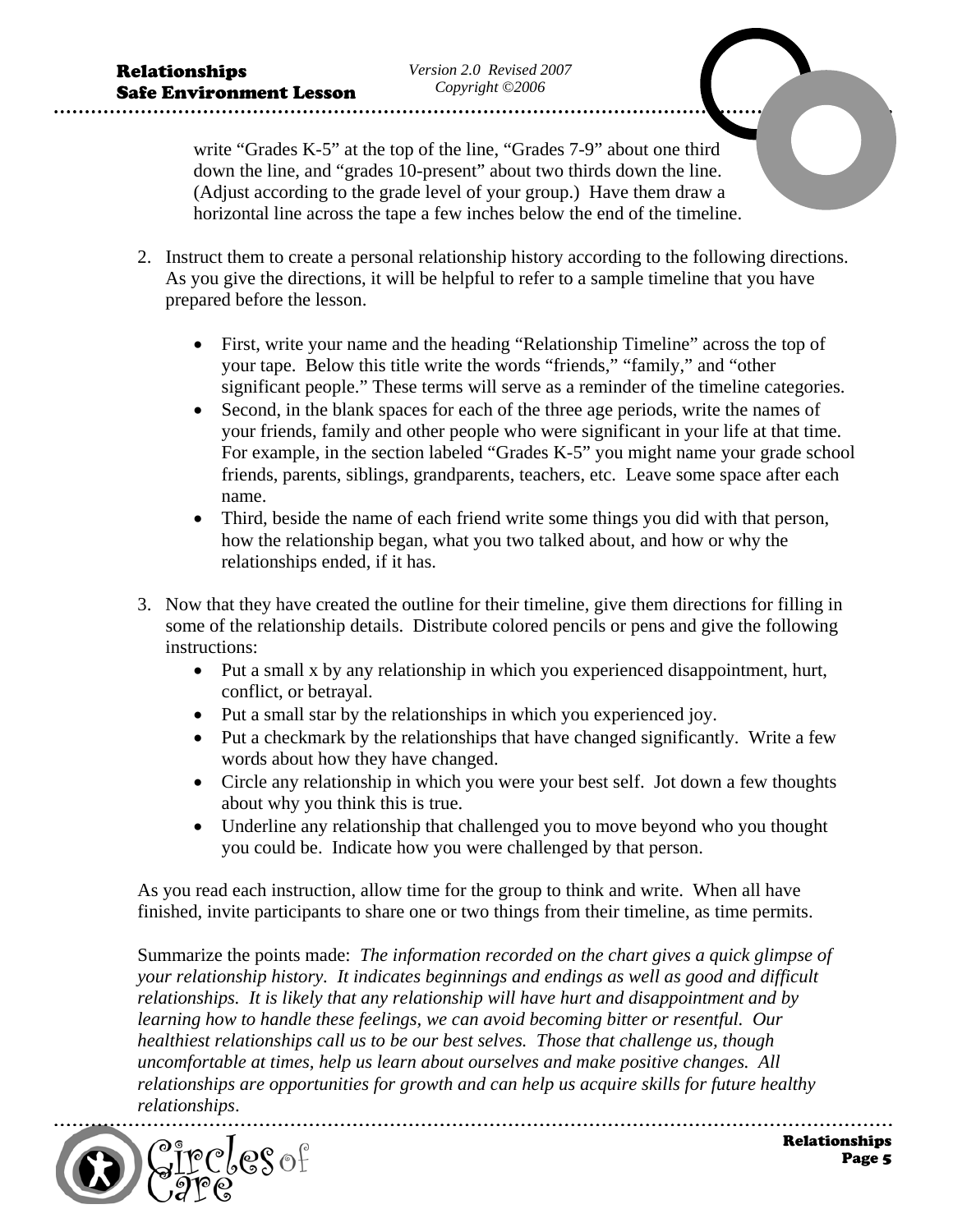write "Grades K-5" at the top of the line, "Grades 7-9" about one third down the line, and "grades 10-present" about two thirds down the line. (Adjust according to the grade level of your group.) Have them draw a horizontal line across the tape a few inches below the end of the timeline.

2. Instruct them to create a personal relationship history according to the following directions. As you give the directions, it will be helpful to refer to a sample timeline that you have prepared before the lesson.

    - First, write your name and the heading "Relationship Timeline" across the top of your tape. Below this title write the words "friends," "family," and "other significant people." These terms will serve as a reminder of the timeline categories.
    - Second, in the blank spaces for each of the three age periods, write the names of your friends, family and other people who were significant in your life at that time. For example, in the section labeled "Grades K-5" you might name your grade school friends, parents, siblings, grandparents, teachers, etc. Leave some space after each name.
    - Third, beside the name of each friend write some things you did with that person, how the relationship began, what you two talked about, and how or why the relationships ended, if it has.

3. Now that they have created the outline for their timeline, give them directions for filling in some of the relationship details. Distribute colored pencils or pens and give the following instructions:
    - Put a small x by any relationship in which you experienced disappointment, hurt, conflict, or betrayal.
    - Put a small star by the relationships in which you experienced joy.
    - Put a checkmark by the relationships that have changed significantly. Write a few words about how they have changed.
    - Circle any relationship in which you were your best self. Jot down a few thoughts about why you think this is true.
    - Underline any relationship that challenged you to move beyond who you thought you could be. Indicate how you were challenged by that person.

As you read each instruction, allow time for the group to think and write. When all have finished, invite participants to share one or two things from their timeline, as time permits.

Summarize the points made: *The information recorded on the chart gives a quick glimpse of your relationship history. It indicates beginnings and endings as well as good and difficult relationships. It is likely that any relationship will have hurt and disappointment and by learning how to handle these feelings, we can avoid becoming bitter or resentful. Our healthiest relationships call us to be our best selves. Those that challenge us, though uncomfortable at times, help us learn about ourselves and make positive changes. All relationships are opportunities for growth and can help us acquire skills for future healthy relationships*.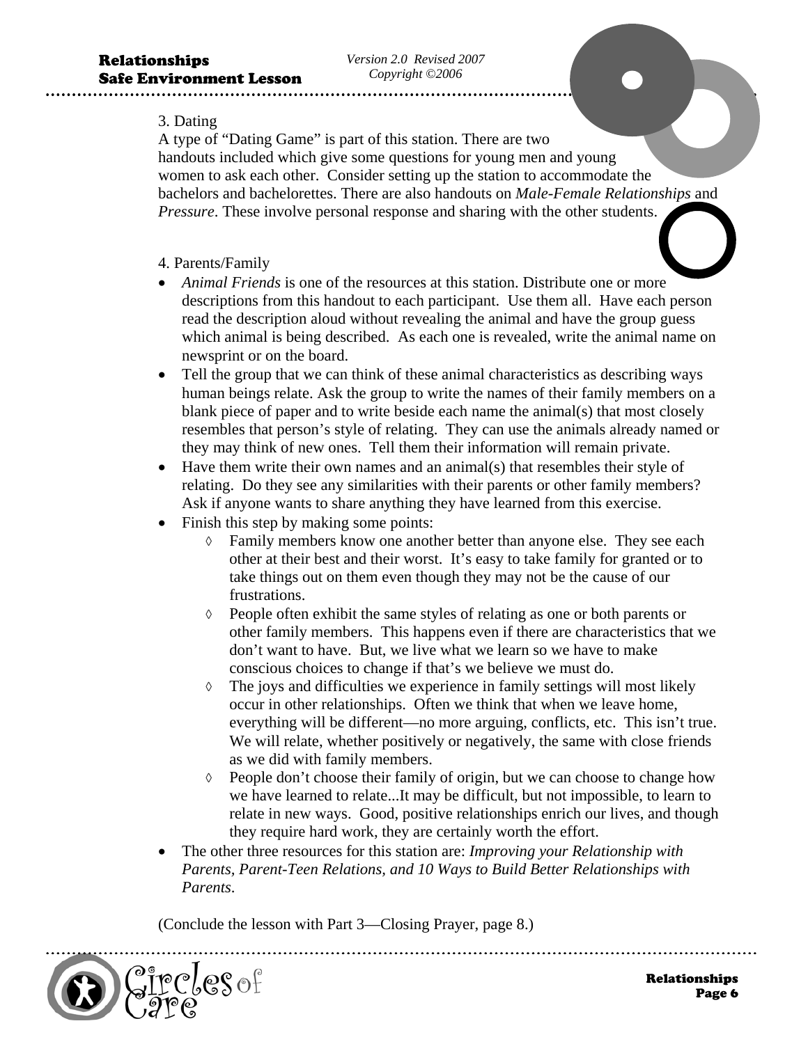3. Dating

A type of "Dating Game" is part of this station. There are two handouts included which give some questions for young men and young women to ask each other. Consider setting up the station to accommodate the bachelors and bachelorettes. There are also handouts on *Male-Female Relationships* and *Pressure*. These involve personal response and sharing with the other students.

4. Parents/Family

- *Animal Friends* is one of the resources at this station. Distribute one or more descriptions from this handout to each participant. Use them all. Have each person read the description aloud without revealing the animal and have the group guess which animal is being described. As each one is revealed, write the animal name on newsprint or on the board.
- Tell the group that we can think of these animal characteristics as describing ways human beings relate. Ask the group to write the names of their family members on a blank piece of paper and to write beside each name the animal(s) that most closely resembles that person's style of relating. They can use the animals already named or they may think of new ones. Tell them their information will remain private.
- Have them write their own names and an animal(s) that resembles their style of relating. Do they see any similarities with their parents or other family members? Ask if anyone wants to share anything they have learned from this exercise.
- Finish this step by making some points:
    - ◊ Family members know one another better than anyone else. They see each other at their best and their worst. It's easy to take family for granted or to take things out on them even though they may not be the cause of our frustrations.
    - ◊ People often exhibit the same styles of relating as one or both parents or other family members. This happens even if there are characteristics that we don't want to have. But, we live what we learn so we have to make conscious choices to change if that's we believe we must do.
    - ◊ The joys and difficulties we experience in family settings will most likely occur in other relationships. Often we think that when we leave home, everything will be different—no more arguing, conflicts, etc. This isn't true. We will relate, whether positively or negatively, the same with close friends as we did with family members.
    - ◊ People don't choose their family of origin, but we can choose to change how we have learned to relate...It may be difficult, but not impossible, to learn to relate in new ways. Good, positive relationships enrich our lives, and though they require hard work, they are certainly worth the effort.
- The other three resources for this station are: *Improving your Relationship with Parents, Parent-Teen Relations, and 10 Ways to Build Better Relationships with Parents*.

(Conclude the lesson with Part 3—Closing Prayer, page 8.)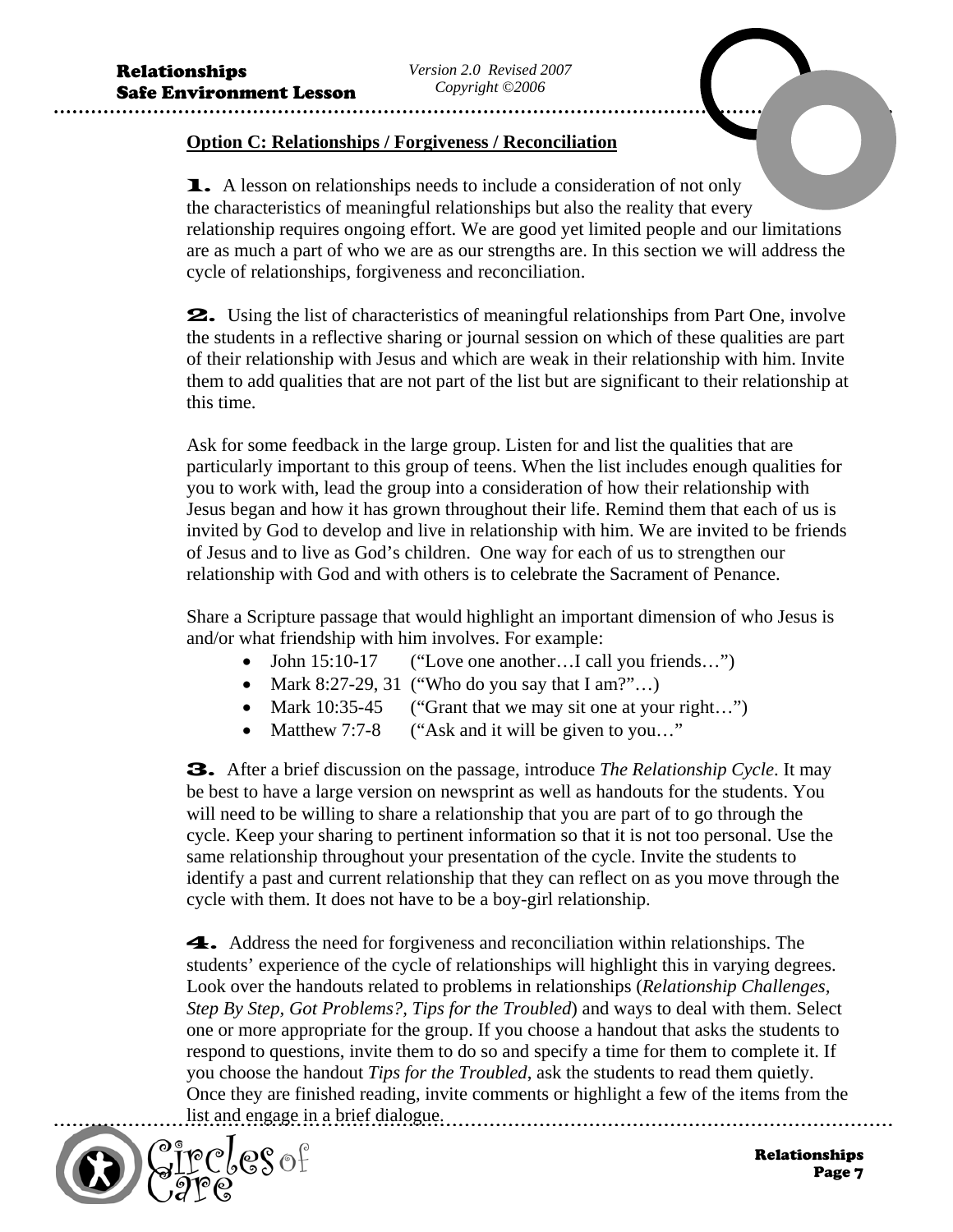## Option C: Relationships / Forgiveness / Reconciliation

**1.** A lesson on relationships needs to include a consideration of not only the characteristics of meaningful relationships but also the reality that every relationship requires ongoing effort. We are good yet limited people and our limitations are as much a part of who we are as our strengths are. In this section we will address the cycle of relationships, forgiveness and reconciliation.

**2.** Using the list of characteristics of meaningful relationships from Part One, involve the students in a reflective sharing or journal session on which of these qualities are part of their relationship with Jesus and which are weak in their relationship with him. Invite them to add qualities that are not part of the list but are significant to their relationship at this time.

Ask for some feedback in the large group. Listen for and list the qualities that are particularly important to this group of teens. When the list includes enough qualities for you to work with, lead the group into a consideration of how their relationship with Jesus began and how it has grown throughout their life. Remind them that each of us is invited by God to develop and live in relationship with him. We are invited to be friends of Jesus and to live as God's children. One way for each of us to strengthen our relationship with God and with others is to celebrate the Sacrament of Penance.

Share a Scripture passage that would highlight an important dimension of who Jesus is and/or what friendship with him involves. For example:

- John 15:10-17 ("Love one another…I call you friends…")
- Mark 8:27-29, 31 ("Who do you say that I am?"…)
- Mark 10:35-45 ("Grant that we may sit one at your right…")
- Matthew 7:7-8 ("Ask and it will be given to you…"

**3.** After a brief discussion on the passage, introduce *The Relationship Cycle*. It may be best to have a large version on newsprint as well as handouts for the students. You will need to be willing to share a relationship that you are part of to go through the cycle. Keep your sharing to pertinent information so that it is not too personal. Use the same relationship throughout your presentation of the cycle. Invite the students to identify a past and current relationship that they can reflect on as you move through the cycle with them. It does not have to be a boy-girl relationship.

**4.** Address the need for forgiveness and reconciliation within relationships. The students' experience of the cycle of relationships will highlight this in varying degrees. Look over the handouts related to problems in relationships (*Relationship Challenges, Step By Step, Got Problems?, Tips for the Troubled*) and ways to deal with them. Select one or more appropriate for the group. If you choose a handout that asks the students to respond to questions, invite them to do so and specify a time for them to complete it. If you choose the handout *Tips for the Troubled*, ask the students to read them quietly. Once they are finished reading, invite comments or highlight a few of the items from the list and engage in a brief dialogue.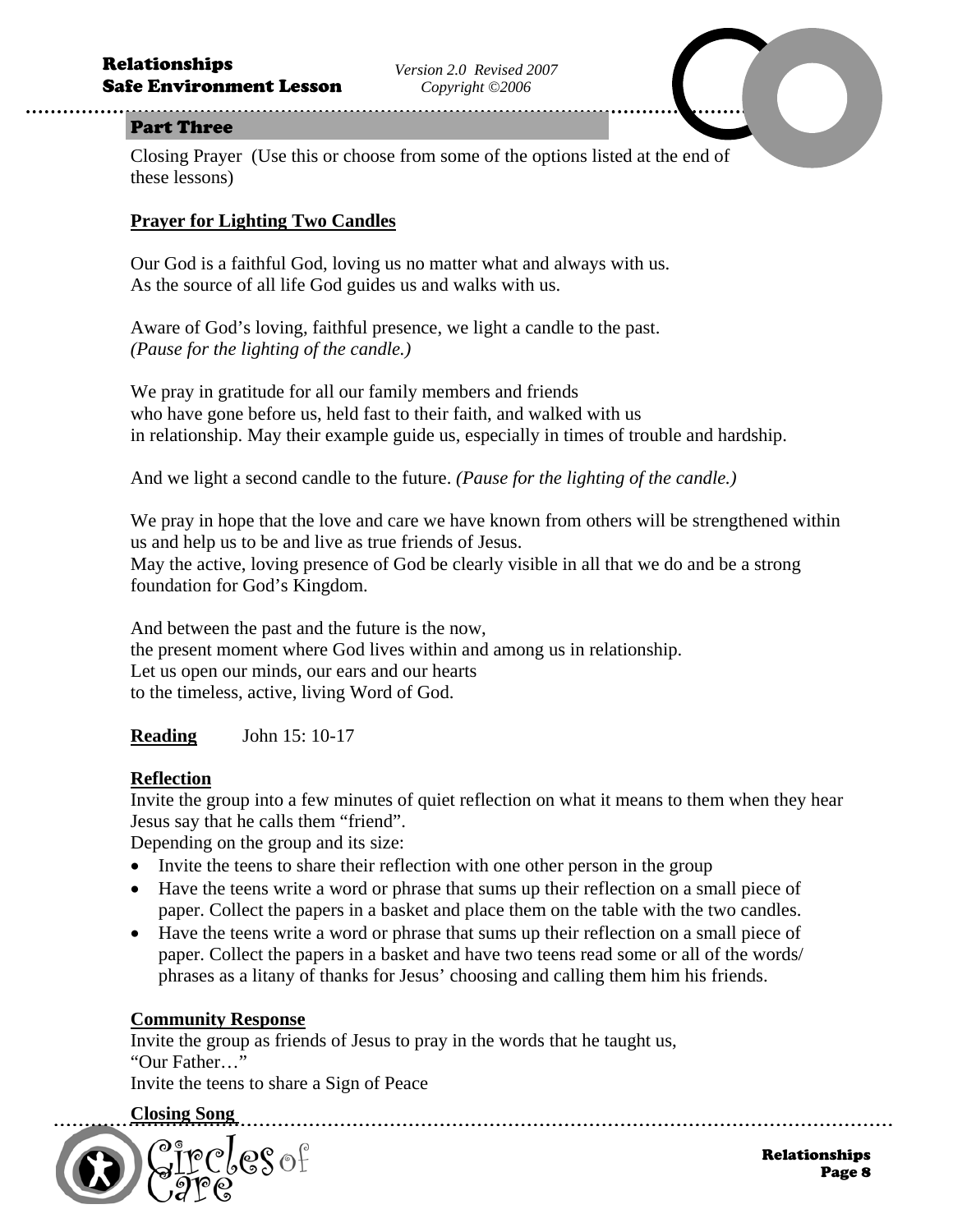## Part Three

Closing Prayer (Use this or choose from some of the options listed at the end of these lessons)

**Prayer for Lighting Two Candles**

Our God is a faithful God, loving us no matter what and always with us.
As the source of all life God guides us and walks with us.

Aware of God's loving, faithful presence, we light a candle to the past.
*(Pause for the lighting of the candle.)*

We pray in gratitude for all our family members and friends
who have gone before us, held fast to their faith, and walked with us
in relationship. May their example guide us, especially in times of trouble and hardship.

And we light a second candle to the future. *(Pause for the lighting of the candle.)*

We pray in hope that the love and care we have known from others will be strengthened within us and help us to be and live as true friends of Jesus.
May the active, loving presence of God be clearly visible in all that we do and be a strong foundation for God's Kingdom.

And between the past and the future is the now,
the present moment where God lives within and among us in relationship.
Let us open our minds, our ears and our hearts
to the timeless, active, living Word of God.

**Reading** John 15: 10-17

**Reflection**

Invite the group into a few minutes of quiet reflection on what it means to them when they hear Jesus say that he calls them "friend".
Depending on the group and its size:

- Invite the teens to share their reflection with one other person in the group
- Have the teens write a word or phrase that sums up their reflection on a small piece of paper. Collect the papers in a basket and place them on the table with the two candles.
- Have the teens write a word or phrase that sums up their reflection on a small piece of paper. Collect the papers in a basket and have two teens read some or all of the words/ phrases as a litany of thanks for Jesus' choosing and calling them him his friends.

**Community Response**

Invite the group as friends of Jesus to pray in the words that he taught us,
"Our Father…"
Invite the teens to share a Sign of Peace

**Closing Song**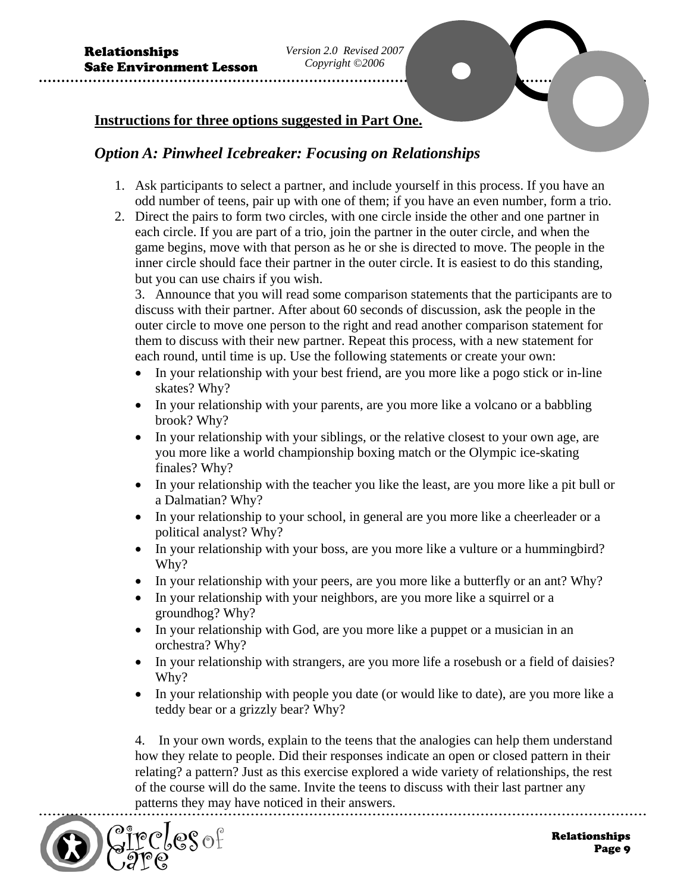**Instructions for three options suggested in Part One.**

## *Option A: Pinwheel Icebreaker: Focusing on Relationships*

1. Ask participants to select a partner, and include yourself in this process. If you have an odd number of teens, pair up with one of them; if you have an even number, form a trio.
2. Direct the pairs to form two circles, with one circle inside the other and one partner in each circle. If you are part of a trio, join the partner in the outer circle, and when the game begins, move with that person as he or she is directed to move. The people in the inner circle should face their partner in the outer circle. It is easiest to do this standing, but you can use chairs if you wish.

   3. Announce that you will read some comparison statements that the participants are to discuss with their partner. After about 60 seconds of discussion, ask the people in the outer circle to move one person to the right and read another comparison statement for them to discuss with their new partner. Repeat this process, with a new statement for each round, until time is up. Use the following statements or create your own:

   - In your relationship with your best friend, are you more like a pogo stick or in-line skates? Why?
   - In your relationship with your parents, are you more like a volcano or a babbling brook? Why?
   - In your relationship with your siblings, or the relative closest to your own age, are you more like a world championship boxing match or the Olympic ice-skating finales? Why?
   - In your relationship with the teacher you like the least, are you more like a pit bull or a Dalmatian? Why?
   - In your relationship to your school, in general are you more like a cheerleader or a political analyst? Why?
   - In your relationship with your boss, are you more like a vulture or a hummingbird? Why?
   - In your relationship with your peers, are you more like a butterfly or an ant? Why?
   - In your relationship with your neighbors, are you more like a squirrel or a groundhog? Why?
   - In your relationship with God, are you more like a puppet or a musician in an orchestra? Why?
   - In your relationship with strangers, are you more life a rosebush or a field of daisies? Why?
   - In your relationship with people you date (or would like to date), are you more like a teddy bear or a grizzly bear? Why?

   4. In your own words, explain to the teens that the analogies can help them understand how they relate to people. Did their responses indicate an open or closed pattern in their relating? a pattern? Just as this exercise explored a wide variety of relationships, the rest of the course will do the same. Invite the teens to discuss with their last partner any patterns they may have noticed in their answers.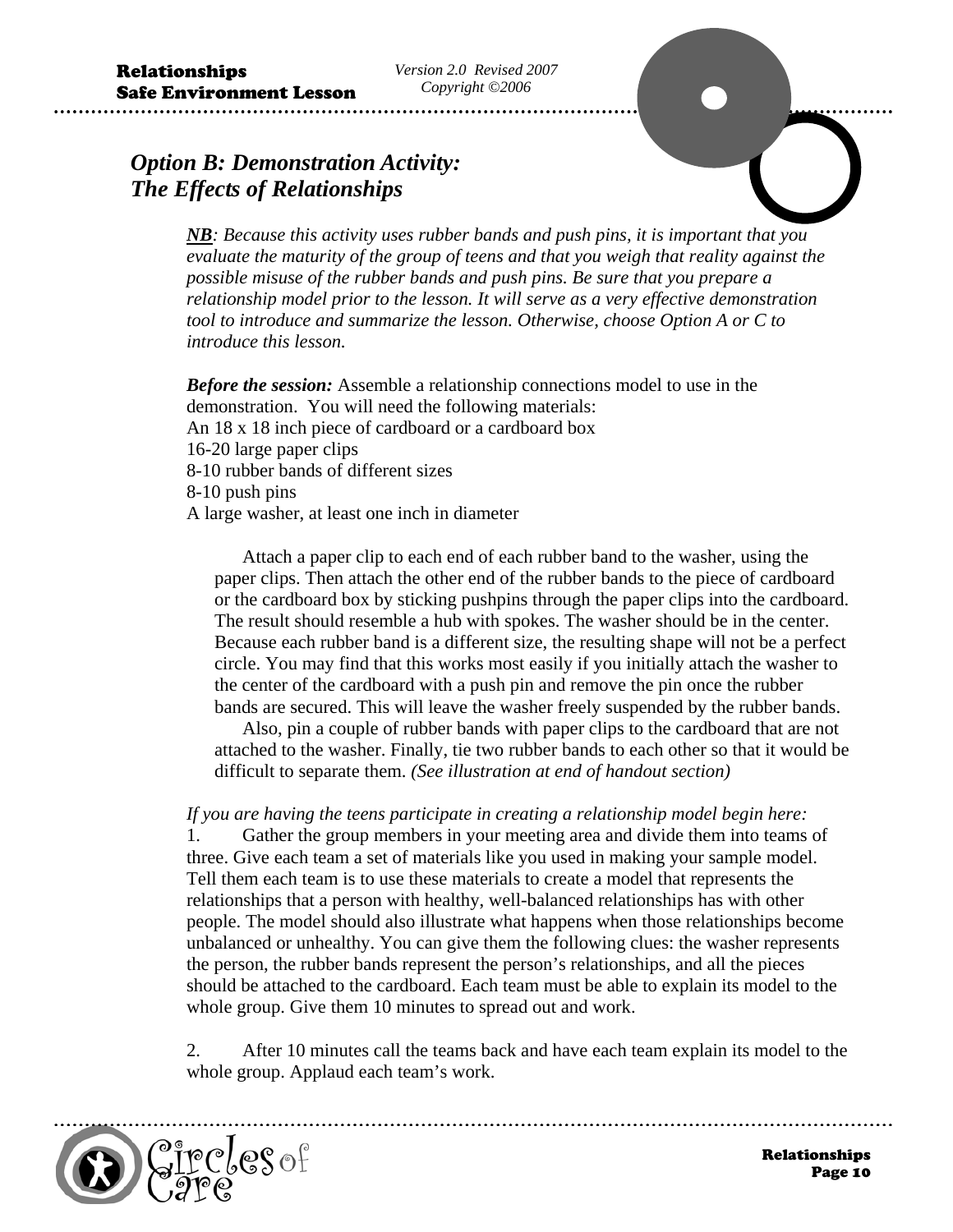## *Option B: Demonstration Activity: The Effects of Relationships*

***NB**: Because this activity uses rubber bands and push pins, it is important that you evaluate the maturity of the group of teens and that you weigh that reality against the possible misuse of the rubber bands and push pins. Be sure that you prepare a relationship model prior to the lesson. It will serve as a very effective demonstration tool to introduce and summarize the lesson. Otherwise, choose Option A or C to introduce this lesson.*

***Before the session:*** Assemble a relationship connections model to use in the demonstration. You will need the following materials:
An 18 x 18 inch piece of cardboard or a cardboard box
16-20 large paper clips
8-10 rubber bands of different sizes
8-10 push pins
A large washer, at least one inch in diameter

Attach a paper clip to each end of each rubber band to the washer, using the paper clips. Then attach the other end of the rubber bands to the piece of cardboard or the cardboard box by sticking pushpins through the paper clips into the cardboard. The result should resemble a hub with spokes. The washer should be in the center. Because each rubber band is a different size, the resulting shape will not be a perfect circle. You may find that this works most easily if you initially attach the washer to the center of the cardboard with a push pin and remove the pin once the rubber bands are secured. This will leave the washer freely suspended by the rubber bands.

Also, pin a couple of rubber bands with paper clips to the cardboard that are not attached to the washer. Finally, tie two rubber bands to each other so that it would be difficult to separate them. *(See illustration at end of handout section)*

*If you are having the teens participate in creating a relationship model begin here:*

1. Gather the group members in your meeting area and divide them into teams of three. Give each team a set of materials like you used in making your sample model. Tell them each team is to use these materials to create a model that represents the relationships that a person with healthy, well-balanced relationships has with other people. The model should also illustrate what happens when those relationships become unbalanced or unhealthy. You can give them the following clues: the washer represents the person, the rubber bands represent the person's relationships, and all the pieces should be attached to the cardboard. Each team must be able to explain its model to the whole group. Give them 10 minutes to spread out and work.

2. After 10 minutes call the teams back and have each team explain its model to the whole group. Applaud each team's work.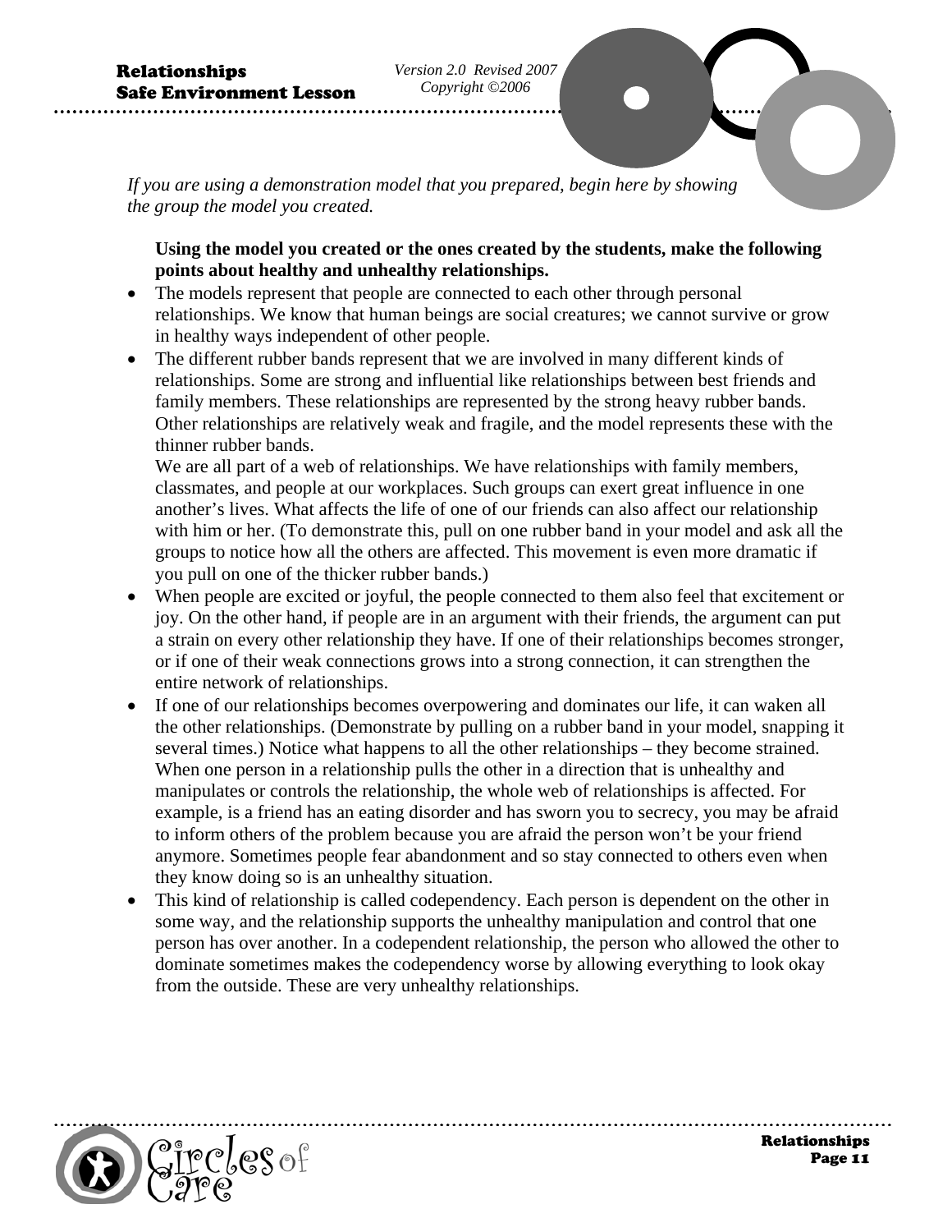*If you are using a demonstration model that you prepared, begin here by showing the group the model you created.*

**Using the model you created or the ones created by the students, make the following points about healthy and unhealthy relationships.**

- The models represent that people are connected to each other through personal relationships. We know that human beings are social creatures; we cannot survive or grow in healthy ways independent of other people.
- The different rubber bands represent that we are involved in many different kinds of relationships. Some are strong and influential like relationships between best friends and family members. These relationships are represented by the strong heavy rubber bands. Other relationships are relatively weak and fragile, and the model represents these with the thinner rubber bands.

  We are all part of a web of relationships. We have relationships with family members, classmates, and people at our workplaces. Such groups can exert great influence in one another's lives. What affects the life of one of our friends can also affect our relationship with him or her. (To demonstrate this, pull on one rubber band in your model and ask all the groups to notice how all the others are affected. This movement is even more dramatic if you pull on one of the thicker rubber bands.)
- When people are excited or joyful, the people connected to them also feel that excitement or joy. On the other hand, if people are in an argument with their friends, the argument can put a strain on every other relationship they have. If one of their relationships becomes stronger, or if one of their weak connections grows into a strong connection, it can strengthen the entire network of relationships.
- If one of our relationships becomes overpowering and dominates our life, it can waken all the other relationships. (Demonstrate by pulling on a rubber band in your model, snapping it several times.) Notice what happens to all the other relationships – they become strained. When one person in a relationship pulls the other in a direction that is unhealthy and manipulates or controls the relationship, the whole web of relationships is affected. For example, is a friend has an eating disorder and has sworn you to secrecy, you may be afraid to inform others of the problem because you are afraid the person won't be your friend anymore. Sometimes people fear abandonment and so stay connected to others even when they know doing so is an unhealthy situation.
- This kind of relationship is called codependency. Each person is dependent on the other in some way, and the relationship supports the unhealthy manipulation and control that one person has over another. In a codependent relationship, the person who allowed the other to dominate sometimes makes the codependency worse by allowing everything to look okay from the outside. These are very unhealthy relationships.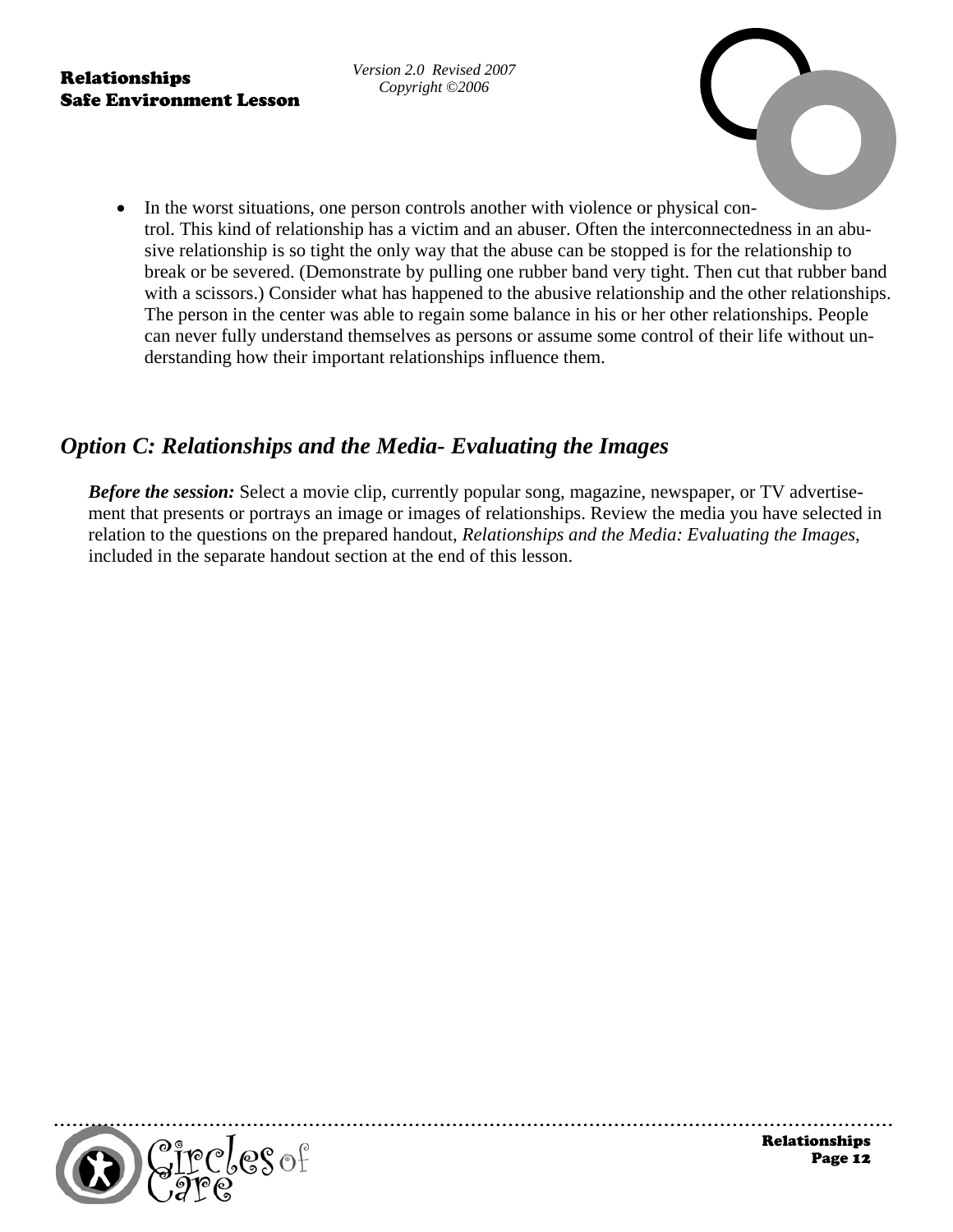- In the worst situations, one person controls another with violence or physical control. This kind of relationship has a victim and an abuser. Often the interconnectedness in an abusive relationship is so tight the only way that the abuse can be stopped is for the relationship to break or be severed. (Demonstrate by pulling one rubber band very tight. Then cut that rubber band with a scissors.) Consider what has happened to the abusive relationship and the other relationships. The person in the center was able to regain some balance in his or her other relationships. People can never fully understand themselves as persons or assume some control of their life without understanding how their important relationships influence them.

## *Option C: Relationships and the Media- Evaluating the Images*

***Before the session:*** Select a movie clip, currently popular song, magazine, newspaper, or TV advertisement that presents or portrays an image or images of relationships. Review the media you have selected in relation to the questions on the prepared handout, *Relationships and the Media: Evaluating the Images*, included in the separate handout section at the end of this lesson.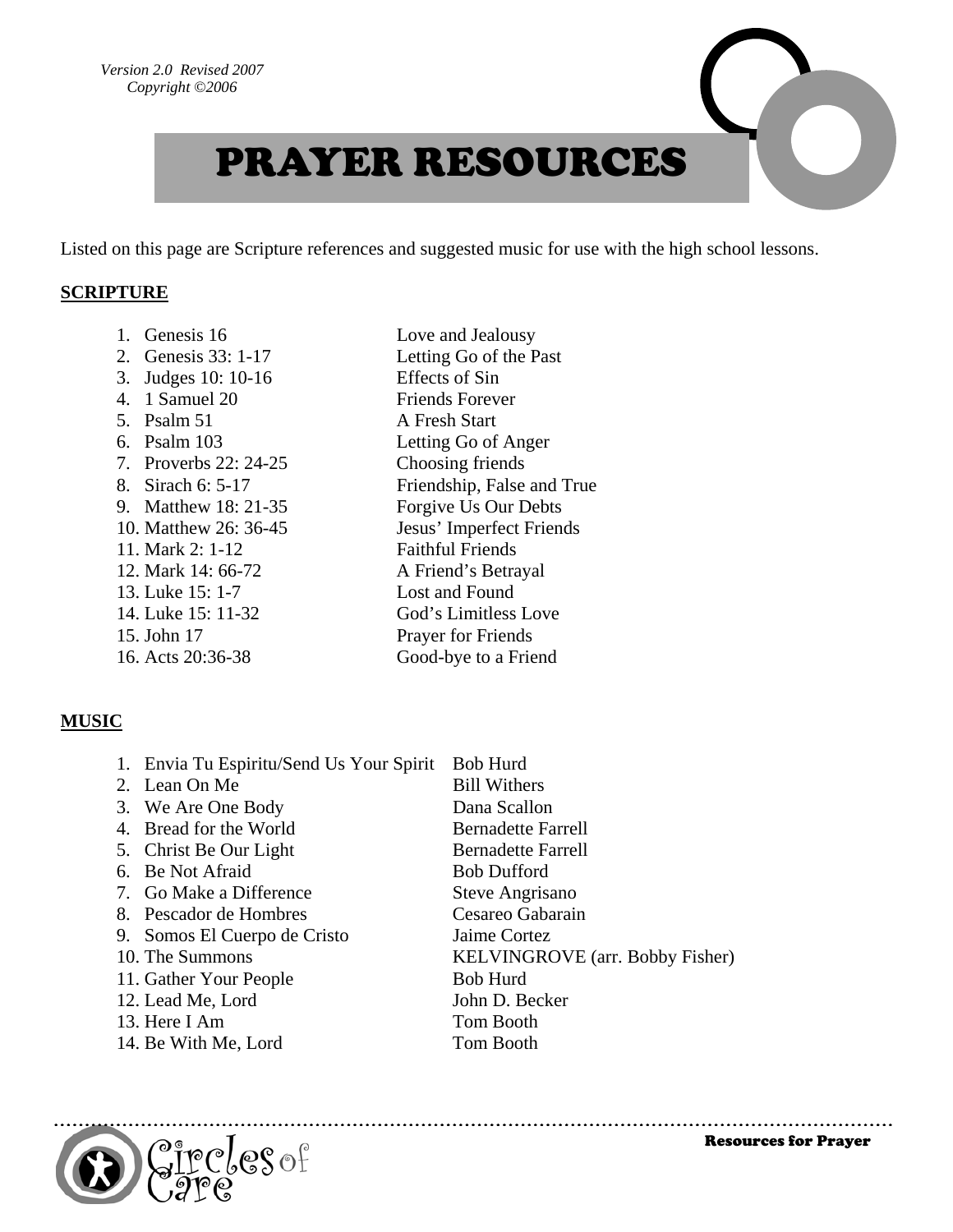*Version 2.0 Revised 2007*
*Copyright ©2006*

# PRAYER RESOURCES

Listed on this page are Scripture references and suggested music for use with the high school lessons.

## SCRIPTURE

| | | |
|---|---|---|
| 1. | Genesis 16 | Love and Jealousy |
| 2. | Genesis 33: 1-17 | Letting Go of the Past |
| 3. | Judges 10: 10-16 | Effects of Sin |
| 4. | 1 Samuel 20 | Friends Forever |
| 5. | Psalm 51 | A Fresh Start |
| 6. | Psalm 103 | Letting Go of Anger |
| 7. | Proverbs 22: 24-25 | Choosing friends |
| 8. | Sirach 6: 5-17 | Friendship, False and True |
| 9. | Matthew 18: 21-35 | Forgive Us Our Debts |
| 10. | Matthew 26: 36-45 | Jesus' Imperfect Friends |
| 11. | Mark 2: 1-12 | Faithful Friends |
| 12. | Mark 14: 66-72 | A Friend's Betrayal |
| 13. | Luke 15: 1-7 | Lost and Found |
| 14. | Luke 15: 11-32 | God's Limitless Love |
| 15. | John 17 | Prayer for Friends |
| 16. | Acts 20:36-38 | Good-bye to a Friend |

## MUSIC

| | | |
|---|---|---|
| 1. | Envia Tu Espiritu/Send Us Your Spirit | Bob Hurd |
| 2. | Lean On Me | Bill Withers |
| 3. | We Are One Body | Dana Scallon |
| 4. | Bread for the World | Bernadette Farrell |
| 5. | Christ Be Our Light | Bernadette Farrell |
| 6. | Be Not Afraid | Bob Dufford |
| 7. | Go Make a Difference | Steve Angrisano |
| 8. | Pescador de Hombres | Cesareo Gabarain |
| 9. | Somos El Cuerpo de Cristo | Jaime Cortez |
| 10. | The Summons | KELVINGROVE (arr. Bobby Fisher) |
| 11. | Gather Your People | Bob Hurd |
| 12. | Lead Me, Lord | John D. Becker |
| 13. | Here I Am | Tom Booth |
| 14. | Be With Me, Lord | Tom Booth |